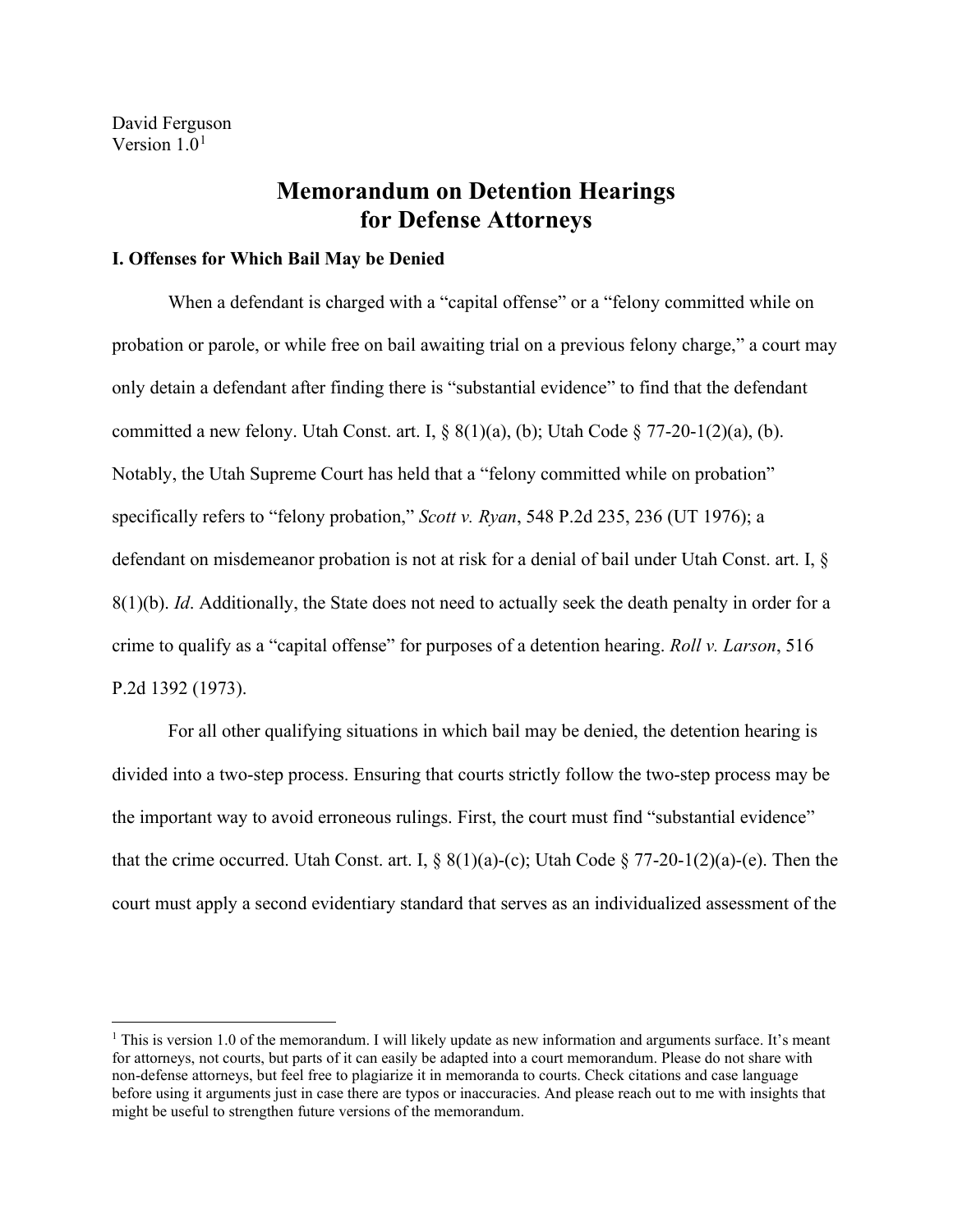David Ferguson
Version 1.0[1]

# Memorandum on Detention Hearings for Defense Attorneys

### I. Offenses for Which Bail May be Denied

When a defendant is charged with a "capital offense" or a "felony committed while on probation or parole, or while free on bail awaiting trial on a previous felony charge," a court may only detain a defendant after finding there is "substantial evidence" to find that the defendant committed a new felony. Utah Const. art. I, § 8(1)(a), (b); Utah Code § 77-20-1(2)(a), (b). Notably, the Utah Supreme Court has held that a "felony committed while on probation" specifically refers to "felony probation," *Scott v. Ryan*, 548 P.2d 235, 236 (UT 1976); a defendant on misdemeanor probation is not at risk for a denial of bail under Utah Const. art. I, § 8(1)(b). *Id*. Additionally, the State does not need to actually seek the death penalty in order for a crime to qualify as a "capital offense" for purposes of a detention hearing. *Roll v. Larson*, 516 P.2d 1392 (1973).

For all other qualifying situations in which bail may be denied, the detention hearing is divided into a two-step process. Ensuring that courts strictly follow the two-step process may be the important way to avoid erroneous rulings. First, the court must find "substantial evidence" that the crime occurred. Utah Const. art. I, § 8(1)(a)-(c); Utah Code § 77-20-1(2)(a)-(e). Then the court must apply a second evidentiary standard that serves as an individualized assessment of the

---

[1] This is version 1.0 of the memorandum. I will likely update as new information and arguments surface. It's meant for attorneys, not courts, but parts of it can easily be adapted into a court memorandum. Please do not share with non-defense attorneys, but feel free to plagiarize it in memoranda to courts. Check citations and case language before using it arguments just in case there are typos or inaccuracies. And please reach out to me with insights that might be useful to strengthen future versions of the memorandum.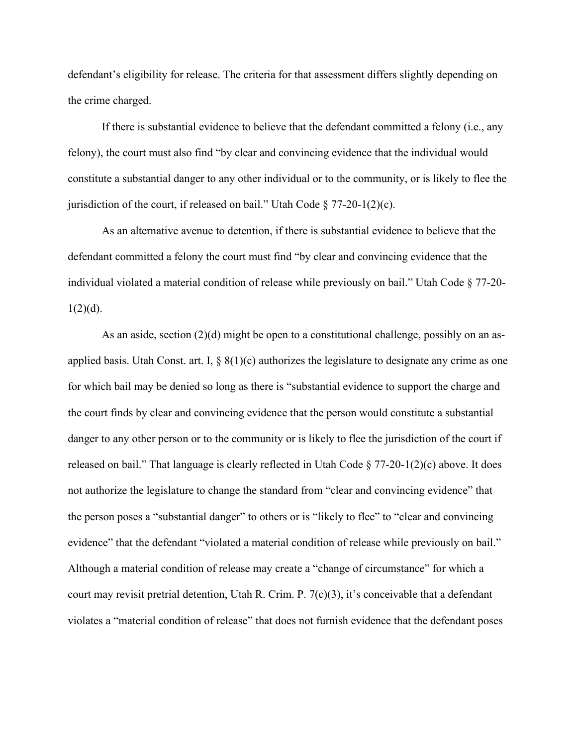defendant's eligibility for release. The criteria for that assessment differs slightly depending on the crime charged.

If there is substantial evidence to believe that the defendant committed a felony (i.e., any felony), the court must also find "by clear and convincing evidence that the individual would constitute a substantial danger to any other individual or to the community, or is likely to flee the jurisdiction of the court, if released on bail." Utah Code § 77-20-1(2)(c).

As an alternative avenue to detention, if there is substantial evidence to believe that the defendant committed a felony the court must find "by clear and convincing evidence that the individual violated a material condition of release while previously on bail." Utah Code § 77-20-1(2)(d).

As an aside, section (2)(d) might be open to a constitutional challenge, possibly on an as-applied basis. Utah Const. art. I, § 8(1)(c) authorizes the legislature to designate any crime as one for which bail may be denied so long as there is "substantial evidence to support the charge and the court finds by clear and convincing evidence that the person would constitute a substantial danger to any other person or to the community or is likely to flee the jurisdiction of the court if released on bail." That language is clearly reflected in Utah Code § 77-20-1(2)(c) above. It does not authorize the legislature to change the standard from "clear and convincing evidence" that the person poses a "substantial danger" to others or is "likely to flee" to "clear and convincing evidence" that the defendant "violated a material condition of release while previously on bail." Although a material condition of release may create a "change of circumstance" for which a court may revisit pretrial detention, Utah R. Crim. P. 7(c)(3), it's conceivable that a defendant violates a "material condition of release" that does not furnish evidence that the defendant poses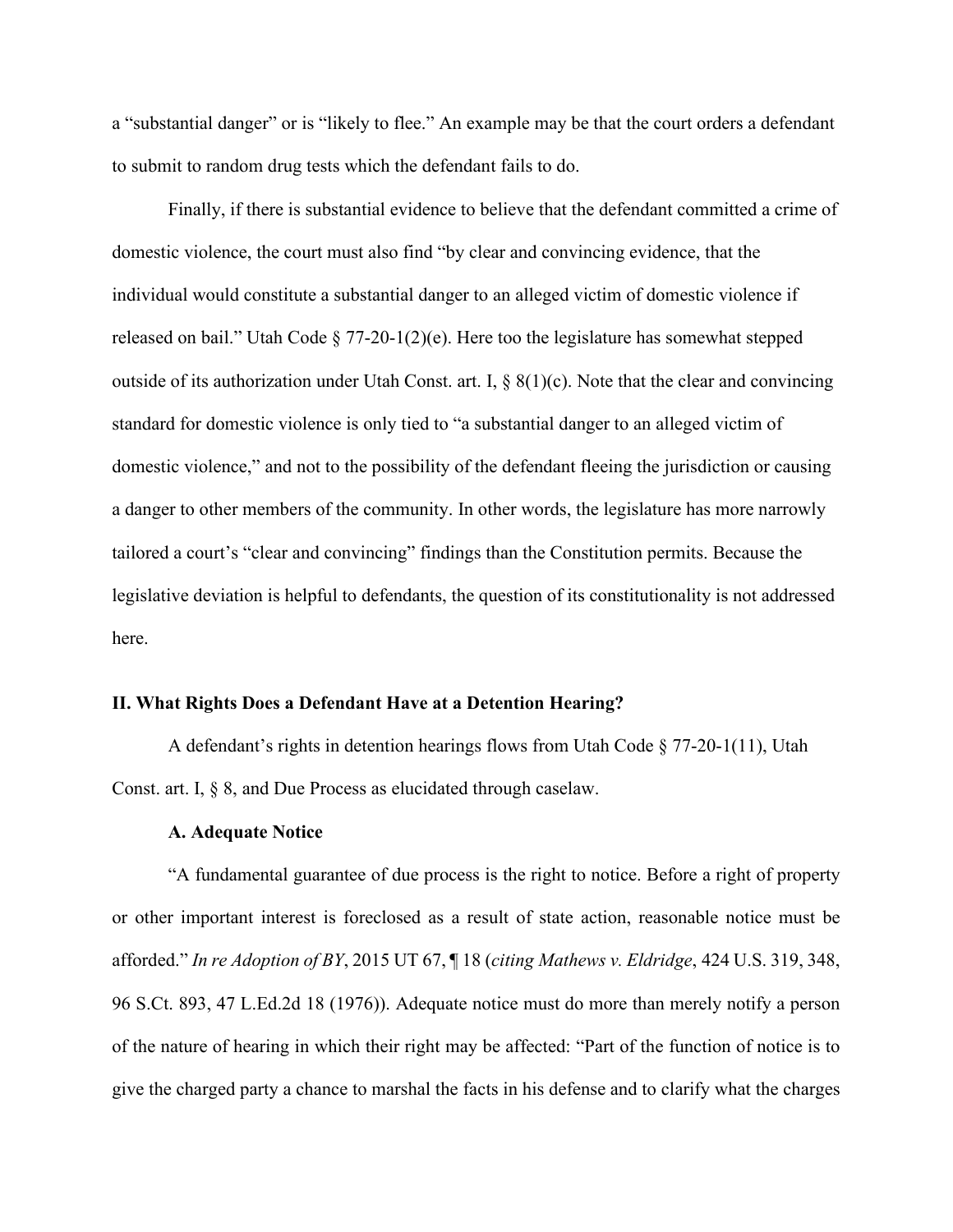a "substantial danger" or is "likely to flee." An example may be that the court orders a defendant to submit to random drug tests which the defendant fails to do.

Finally, if there is substantial evidence to believe that the defendant committed a crime of domestic violence, the court must also find "by clear and convincing evidence, that the individual would constitute a substantial danger to an alleged victim of domestic violence if released on bail." Utah Code § 77-20-1(2)(e). Here too the legislature has somewhat stepped outside of its authorization under Utah Const. art. I, § 8(1)(c). Note that the clear and convincing standard for domestic violence is only tied to "a substantial danger to an alleged victim of domestic violence," and not to the possibility of the defendant fleeing the jurisdiction or causing a danger to other members of the community. In other words, the legislature has more narrowly tailored a court's "clear and convincing" findings than the Constitution permits. Because the legislative deviation is helpful to defendants, the question of its constitutionality is not addressed here.

## II. What Rights Does a Defendant Have at a Detention Hearing?

A defendant's rights in detention hearings flows from Utah Code § 77-20-1(11), Utah Const. art. I, § 8, and Due Process as elucidated through caselaw.

### A. Adequate Notice

"A fundamental guarantee of due process is the right to notice. Before a right of property or other important interest is foreclosed as a result of state action, reasonable notice must be afforded." *In re Adoption of BY*, 2015 UT 67, ¶ 18 (*citing Mathews v. Eldridge*, 424 U.S. 319, 348, 96 S.Ct. 893, 47 L.Ed.2d 18 (1976)). Adequate notice must do more than merely notify a person of the nature of hearing in which their right may be affected: "Part of the function of notice is to give the charged party a chance to marshal the facts in his defense and to clarify what the charges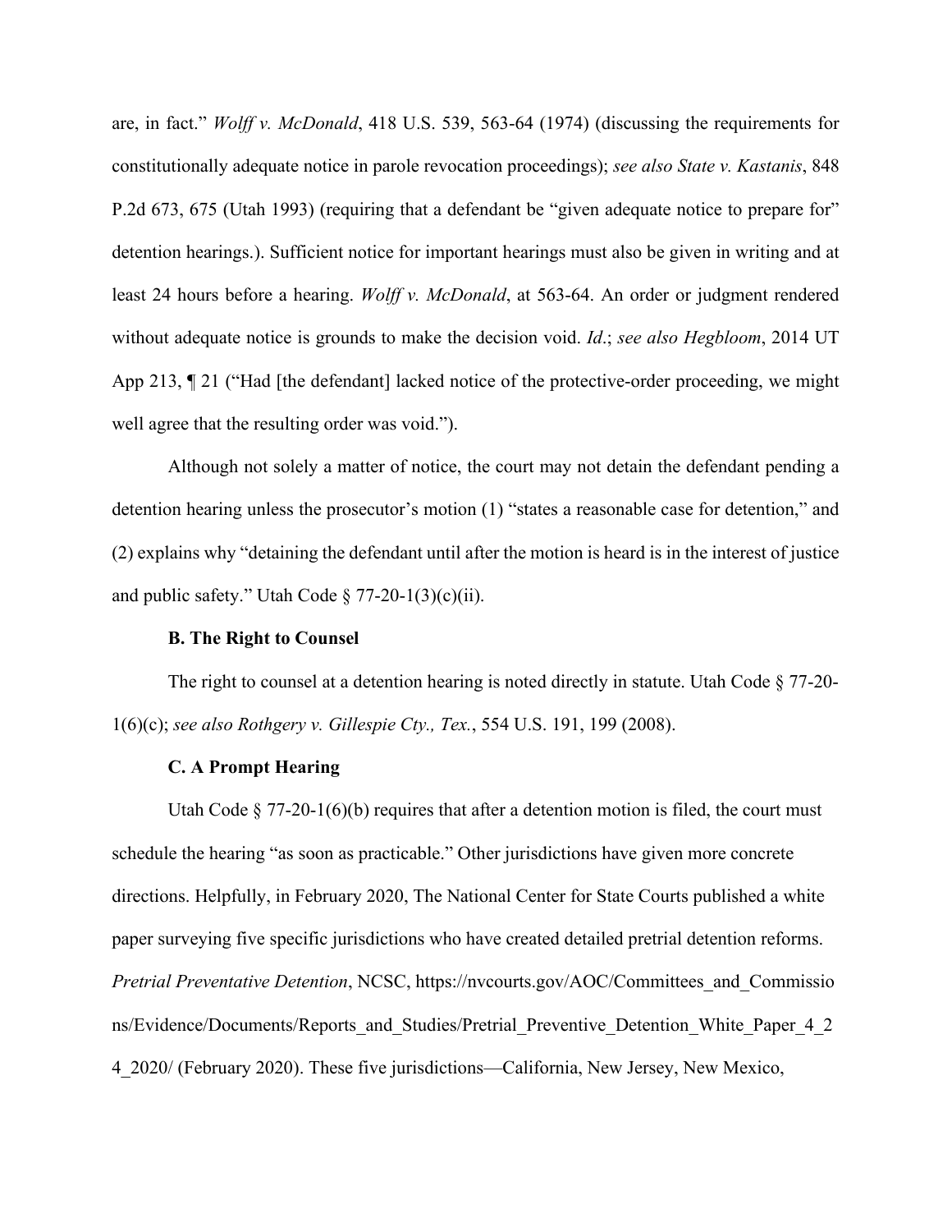are, in fact." *Wolff v. McDonald*, 418 U.S. 539, 563-64 (1974) (discussing the requirements for constitutionally adequate notice in parole revocation proceedings); *see also State v. Kastanis*, 848 P.2d 673, 675 (Utah 1993) (requiring that a defendant be "given adequate notice to prepare for" detention hearings.). Sufficient notice for important hearings must also be given in writing and at least 24 hours before a hearing. *Wolff v. McDonald*, at 563-64. An order or judgment rendered without adequate notice is grounds to make the decision void. *Id*.; *see also Hegbloom*, 2014 UT App 213, ¶ 21 ("Had [the defendant] lacked notice of the protective-order proceeding, we might well agree that the resulting order was void.").

Although not solely a matter of notice, the court may not detain the defendant pending a detention hearing unless the prosecutor's motion (1) "states a reasonable case for detention," and (2) explains why "detaining the defendant until after the motion is heard is in the interest of justice and public safety." Utah Code § 77-20-1(3)(c)(ii).

**B. The Right to Counsel**

The right to counsel at a detention hearing is noted directly in statute. Utah Code § 77-20-1(6)(c); *see also Rothgery v. Gillespie Cty., Tex.*, 554 U.S. 191, 199 (2008).

**C. A Prompt Hearing**

Utah Code § 77-20-1(6)(b) requires that after a detention motion is filed, the court must schedule the hearing "as soon as practicable." Other jurisdictions have given more concrete directions. Helpfully, in February 2020, The National Center for State Courts published a white paper surveying five specific jurisdictions who have created detailed pretrial detention reforms. *Pretrial Preventative Detention*, NCSC, https://nvcourts.gov/AOC/Committees_and_Commissions/Evidence/Documents/Reports_and_Studies/Pretrial_Preventive_Detention_White_Paper_4_24_2020/ (February 2020). These five jurisdictions—California, New Jersey, New Mexico,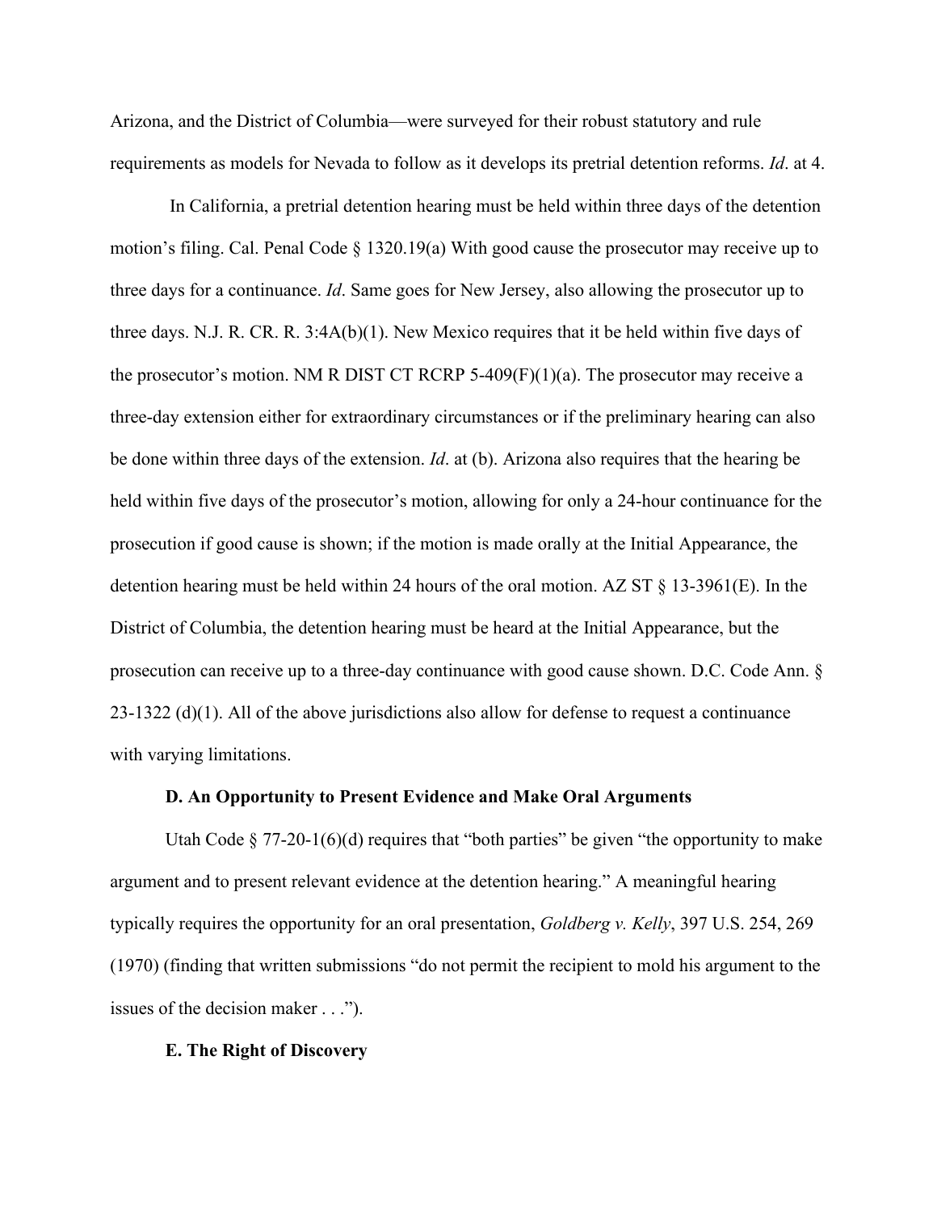Arizona, and the District of Columbia—were surveyed for their robust statutory and rule requirements as models for Nevada to follow as it develops its pretrial detention reforms. *Id*. at 4.

In California, a pretrial detention hearing must be held within three days of the detention motion's filing. Cal. Penal Code § 1320.19(a) With good cause the prosecutor may receive up to three days for a continuance. *Id*. Same goes for New Jersey, also allowing the prosecutor up to three days. N.J. R. CR. R. 3:4A(b)(1). New Mexico requires that it be held within five days of the prosecutor's motion. NM R DIST CT RCRP 5-409(F)(1)(a). The prosecutor may receive a three-day extension either for extraordinary circumstances or if the preliminary hearing can also be done within three days of the extension. *Id*. at (b). Arizona also requires that the hearing be held within five days of the prosecutor's motion, allowing for only a 24-hour continuance for the prosecution if good cause is shown; if the motion is made orally at the Initial Appearance, the detention hearing must be held within 24 hours of the oral motion. AZ ST § 13-3961(E). In the District of Columbia, the detention hearing must be heard at the Initial Appearance, but the prosecution can receive up to a three-day continuance with good cause shown. D.C. Code Ann. § 23-1322 (d)(1). All of the above jurisdictions also allow for defense to request a continuance with varying limitations.

**D. An Opportunity to Present Evidence and Make Oral Arguments**

Utah Code § 77-20-1(6)(d) requires that "both parties" be given "the opportunity to make argument and to present relevant evidence at the detention hearing." A meaningful hearing typically requires the opportunity for an oral presentation, *Goldberg v. Kelly*, 397 U.S. 254, 269 (1970) (finding that written submissions "do not permit the recipient to mold his argument to the issues of the decision maker . . .").

**E. The Right of Discovery**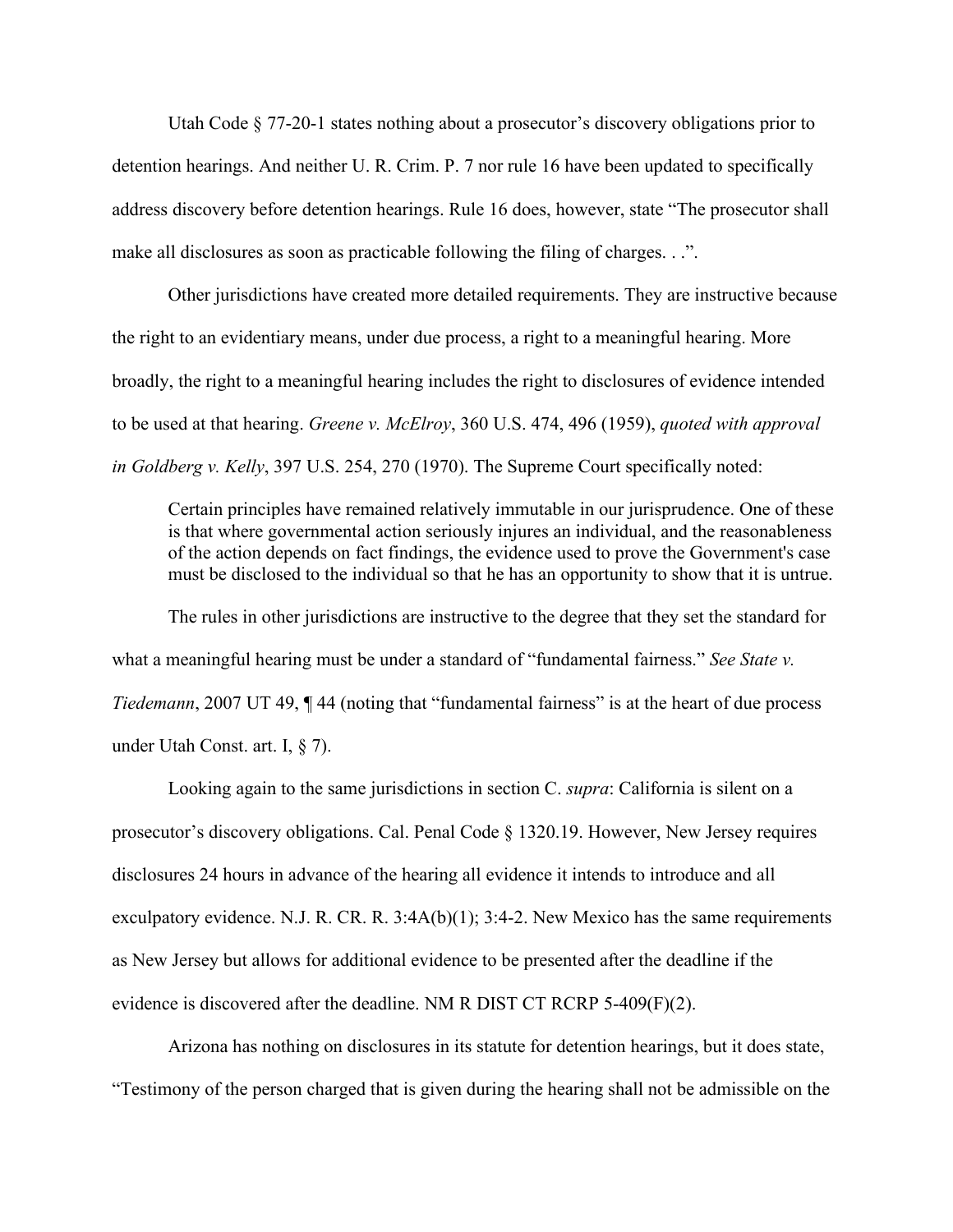Utah Code § 77-20-1 states nothing about a prosecutor's discovery obligations prior to detention hearings. And neither U. R. Crim. P. 7 nor rule 16 have been updated to specifically address discovery before detention hearings. Rule 16 does, however, state "The prosecutor shall make all disclosures as soon as practicable following the filing of charges. . .".

Other jurisdictions have created more detailed requirements. They are instructive because the right to an evidentiary means, under due process, a right to a meaningful hearing. More broadly, the right to a meaningful hearing includes the right to disclosures of evidence intended to be used at that hearing. *Greene v. McElroy*, 360 U.S. 474, 496 (1959), *quoted with approval in Goldberg v. Kelly*, 397 U.S. 254, 270 (1970). The Supreme Court specifically noted:

> Certain principles have remained relatively immutable in our jurisprudence. One of these is that where governmental action seriously injures an individual, and the reasonableness of the action depends on fact findings, the evidence used to prove the Government's case must be disclosed to the individual so that he has an opportunity to show that it is untrue.

The rules in other jurisdictions are instructive to the degree that they set the standard for what a meaningful hearing must be under a standard of "fundamental fairness." *See State v. Tiedemann*, 2007 UT 49, ¶ 44 (noting that "fundamental fairness" is at the heart of due process under Utah Const. art. I, § 7).

Looking again to the same jurisdictions in section C. *supra*: California is silent on a prosecutor's discovery obligations. Cal. Penal Code § 1320.19. However, New Jersey requires disclosures 24 hours in advance of the hearing all evidence it intends to introduce and all exculpatory evidence. N.J. R. CR. R. 3:4A(b)(1); 3:4-2. New Mexico has the same requirements as New Jersey but allows for additional evidence to be presented after the deadline if the evidence is discovered after the deadline. NM R DIST CT RCRP 5-409(F)(2).

Arizona has nothing on disclosures in its statute for detention hearings, but it does state, "Testimony of the person charged that is given during the hearing shall not be admissible on the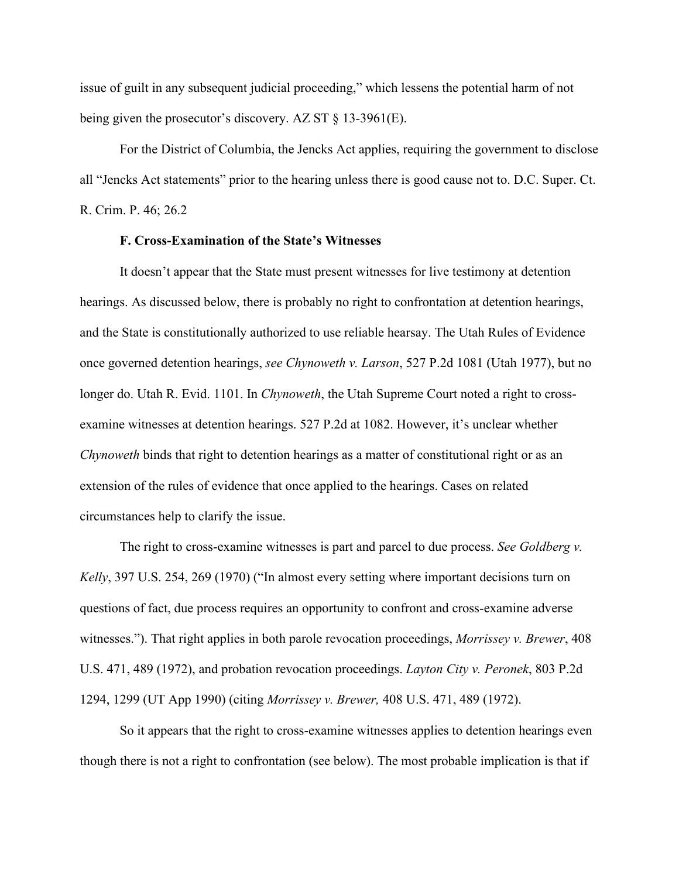issue of guilt in any subsequent judicial proceeding," which lessens the potential harm of not being given the prosecutor's discovery. AZ ST § 13-3961(E).

For the District of Columbia, the Jencks Act applies, requiring the government to disclose all "Jencks Act statements" prior to the hearing unless there is good cause not to. D.C. Super. Ct. R. Crim. P. 46; 26.2

### F. Cross-Examination of the State's Witnesses

It doesn't appear that the State must present witnesses for live testimony at detention hearings. As discussed below, there is probably no right to confrontation at detention hearings, and the State is constitutionally authorized to use reliable hearsay. The Utah Rules of Evidence once governed detention hearings, *see Chynoweth v. Larson*, 527 P.2d 1081 (Utah 1977), but no longer do. Utah R. Evid. 1101. In *Chynoweth*, the Utah Supreme Court noted a right to cross-examine witnesses at detention hearings. 527 P.2d at 1082. However, it's unclear whether *Chynoweth* binds that right to detention hearings as a matter of constitutional right or as an extension of the rules of evidence that once applied to the hearings. Cases on related circumstances help to clarify the issue.

The right to cross-examine witnesses is part and parcel to due process. *See Goldberg v. Kelly*, 397 U.S. 254, 269 (1970) ("In almost every setting where important decisions turn on questions of fact, due process requires an opportunity to confront and cross-examine adverse witnesses."). That right applies in both parole revocation proceedings, *Morrissey v. Brewer*, 408 U.S. 471, 489 (1972), and probation revocation proceedings. *Layton City v. Peronek*, 803 P.2d 1294, 1299 (UT App 1990) (citing *Morrissey v. Brewer,* 408 U.S. 471, 489 (1972).

So it appears that the right to cross-examine witnesses applies to detention hearings even though there is not a right to confrontation (see below). The most probable implication is that if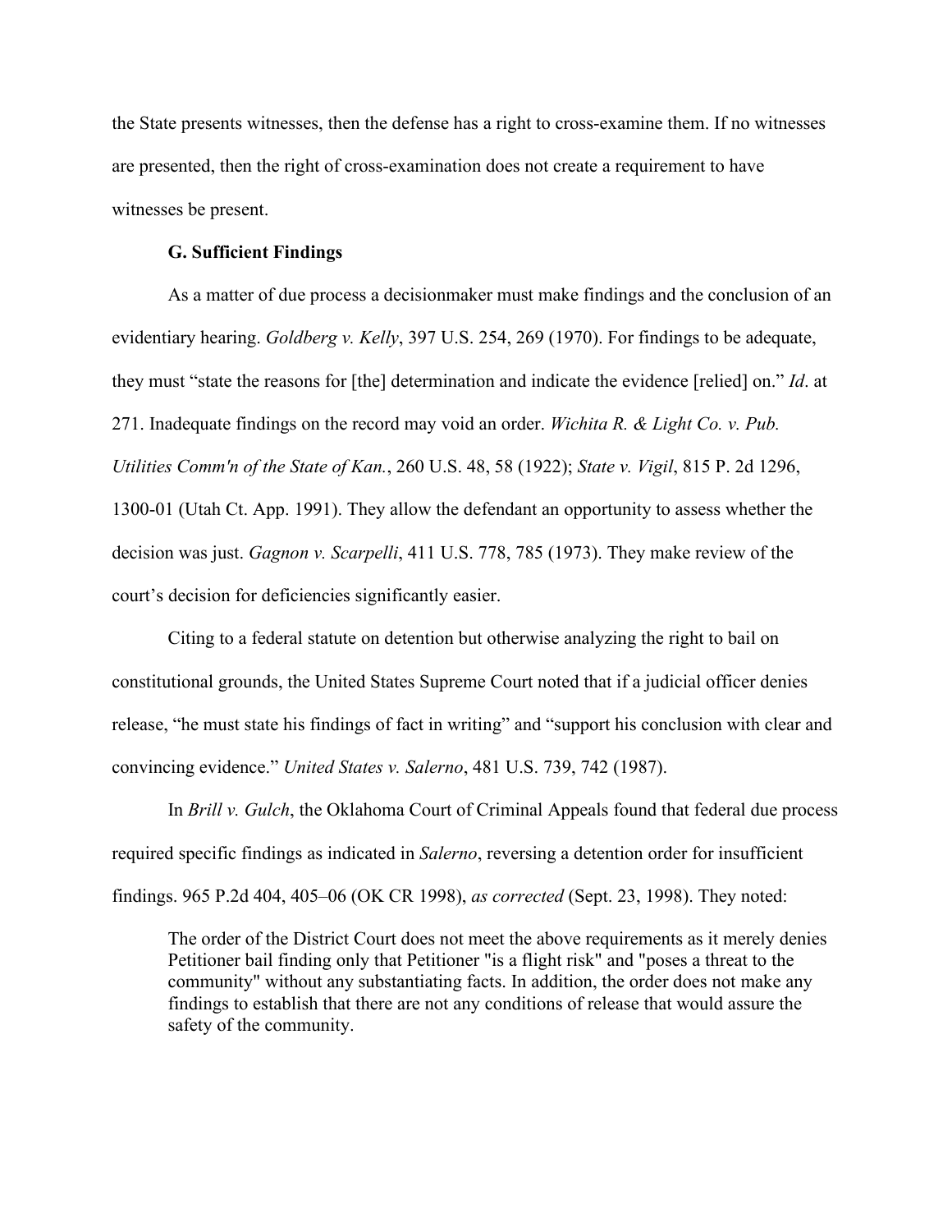the State presents witnesses, then the defense has a right to cross-examine them. If no witnesses are presented, then the right of cross-examination does not create a requirement to have witnesses be present.

### G. Sufficient Findings

As a matter of due process a decisionmaker must make findings and the conclusion of an evidentiary hearing. *Goldberg v. Kelly*, 397 U.S. 254, 269 (1970). For findings to be adequate, they must "state the reasons for [the] determination and indicate the evidence [relied] on." *Id*. at 271. Inadequate findings on the record may void an order. *Wichita R. & Light Co. v. Pub. Utilities Comm'n of the State of Kan.*, 260 U.S. 48, 58 (1922); *State v. Vigil*, 815 P. 2d 1296, 1300-01 (Utah Ct. App. 1991). They allow the defendant an opportunity to assess whether the decision was just. *Gagnon v. Scarpelli*, 411 U.S. 778, 785 (1973). They make review of the court's decision for deficiencies significantly easier.

Citing to a federal statute on detention but otherwise analyzing the right to bail on constitutional grounds, the United States Supreme Court noted that if a judicial officer denies release, "he must state his findings of fact in writing" and "support his conclusion with clear and convincing evidence." *United States v. Salerno*, 481 U.S. 739, 742 (1987).

In *Brill v. Gulch*, the Oklahoma Court of Criminal Appeals found that federal due process required specific findings as indicated in *Salerno*, reversing a detention order for insufficient findings. 965 P.2d 404, 405–06 (OK CR 1998), *as corrected* (Sept. 23, 1998). They noted:

> The order of the District Court does not meet the above requirements as it merely denies Petitioner bail finding only that Petitioner "is a flight risk" and "poses a threat to the community" without any substantiating facts. In addition, the order does not make any findings to establish that there are not any conditions of release that would assure the safety of the community.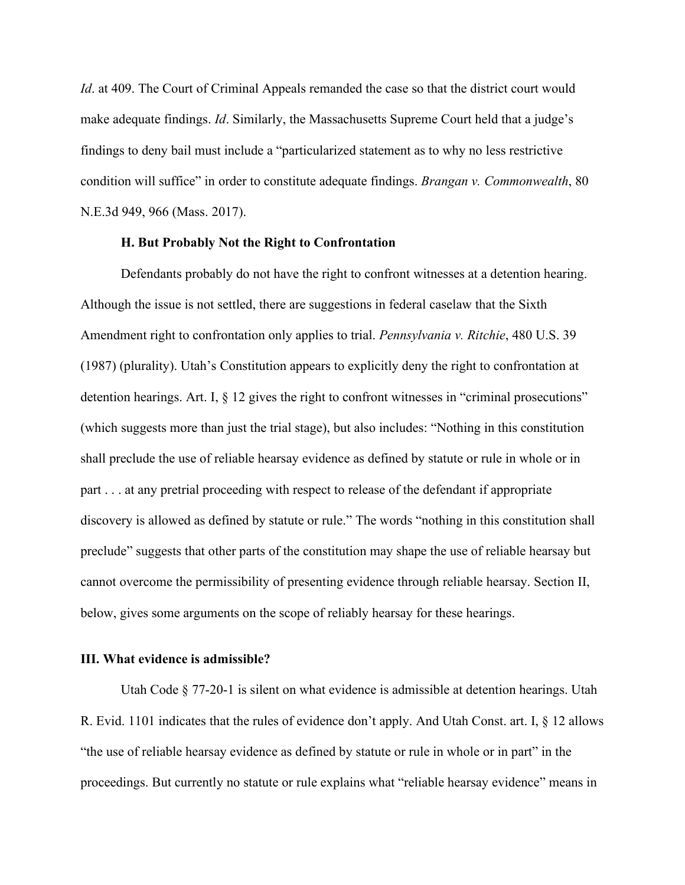*Id*. at 409. The Court of Criminal Appeals remanded the case so that the district court would make adequate findings. *Id*. Similarly, the Massachusetts Supreme Court held that a judge's findings to deny bail must include a "particularized statement as to why no less restrictive condition will suffice" in order to constitute adequate findings. *Brangan v. Commonwealth*, 80 N.E.3d 949, 966 (Mass. 2017).

### H. But Probably Not the Right to Confrontation

Defendants probably do not have the right to confront witnesses at a detention hearing. Although the issue is not settled, there are suggestions in federal caselaw that the Sixth Amendment right to confrontation only applies to trial. *Pennsylvania v. Ritchie*, 480 U.S. 39 (1987) (plurality). Utah's Constitution appears to explicitly deny the right to confrontation at detention hearings. Art. I, § 12 gives the right to confront witnesses in "criminal prosecutions" (which suggests more than just the trial stage), but also includes: "Nothing in this constitution shall preclude the use of reliable hearsay evidence as defined by statute or rule in whole or in part . . . at any pretrial proceeding with respect to release of the defendant if appropriate discovery is allowed as defined by statute or rule." The words "nothing in this constitution shall preclude" suggests that other parts of the constitution may shape the use of reliable hearsay but cannot overcome the permissibility of presenting evidence through reliable hearsay. Section II, below, gives some arguments on the scope of reliably hearsay for these hearings.

## III. What evidence is admissible?

Utah Code § 77-20-1 is silent on what evidence is admissible at detention hearings. Utah R. Evid. 1101 indicates that the rules of evidence don't apply. And Utah Const. art. I, § 12 allows "the use of reliable hearsay evidence as defined by statute or rule in whole or in part" in the proceedings. But currently no statute or rule explains what "reliable hearsay evidence" means in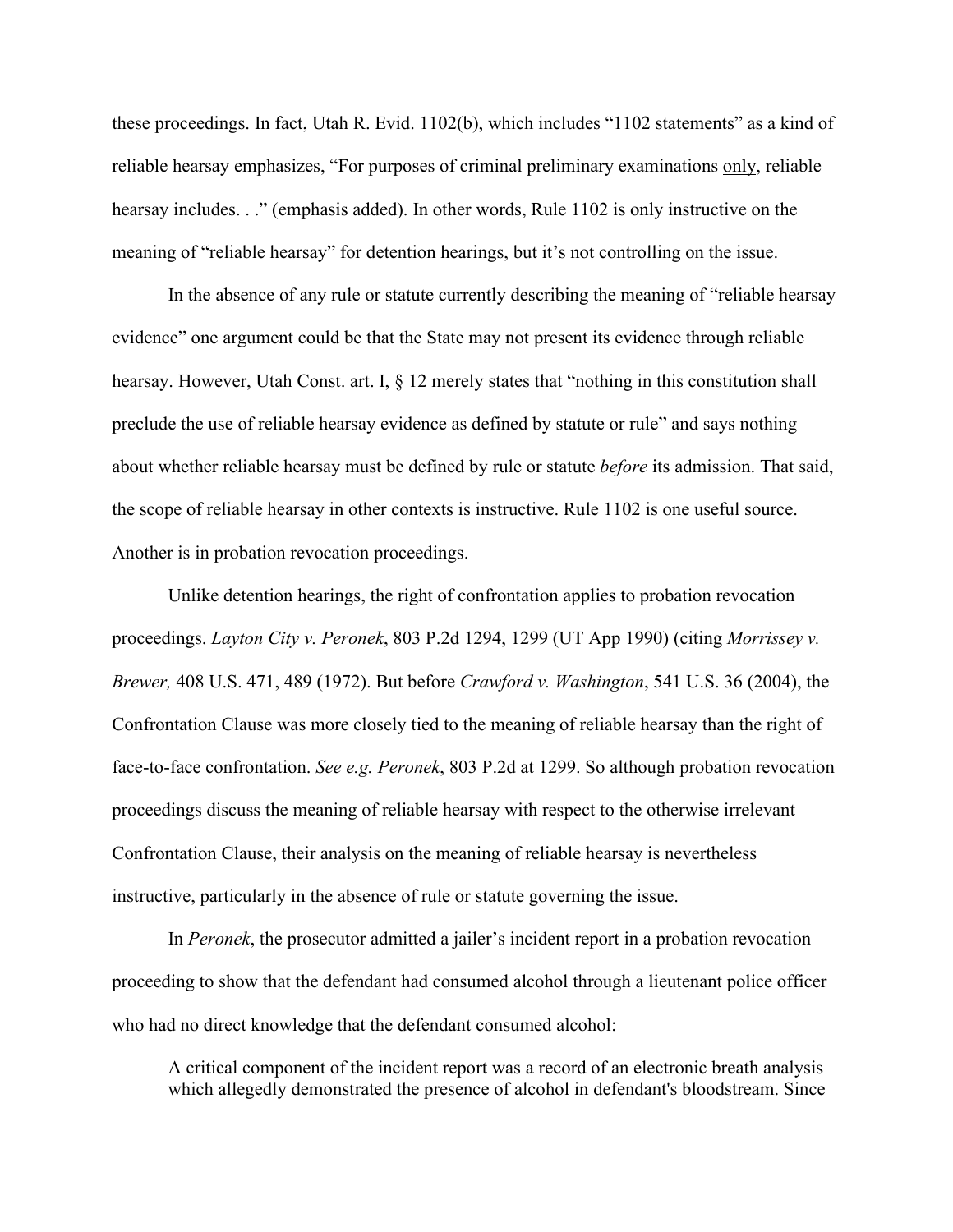these proceedings. In fact, Utah R. Evid. 1102(b), which includes "1102 statements" as a kind of reliable hearsay emphasizes, "For purposes of criminal preliminary examinations <u>only</u>, reliable hearsay includes. . ." (emphasis added). In other words, Rule 1102 is only instructive on the meaning of "reliable hearsay" for detention hearings, but it's not controlling on the issue.

In the absence of any rule or statute currently describing the meaning of "reliable hearsay evidence" one argument could be that the State may not present its evidence through reliable hearsay. However, Utah Const. art. I, § 12 merely states that "nothing in this constitution shall preclude the use of reliable hearsay evidence as defined by statute or rule" and says nothing about whether reliable hearsay must be defined by rule or statute *before* its admission. That said, the scope of reliable hearsay in other contexts is instructive. Rule 1102 is one useful source. Another is in probation revocation proceedings.

Unlike detention hearings, the right of confrontation applies to probation revocation proceedings. *Layton City v. Peronek*, 803 P.2d 1294, 1299 (UT App 1990) (citing *Morrissey v. Brewer,* 408 U.S. 471, 489 (1972). But before *Crawford v. Washington*, 541 U.S. 36 (2004), the Confrontation Clause was more closely tied to the meaning of reliable hearsay than the right of face-to-face confrontation. *See e.g. Peronek*, 803 P.2d at 1299. So although probation revocation proceedings discuss the meaning of reliable hearsay with respect to the otherwise irrelevant Confrontation Clause, their analysis on the meaning of reliable hearsay is nevertheless instructive, particularly in the absence of rule or statute governing the issue.

In *Peronek*, the prosecutor admitted a jailer's incident report in a probation revocation proceeding to show that the defendant had consumed alcohol through a lieutenant police officer who had no direct knowledge that the defendant consumed alcohol:

> A critical component of the incident report was a record of an electronic breath analysis which allegedly demonstrated the presence of alcohol in defendant's bloodstream. Since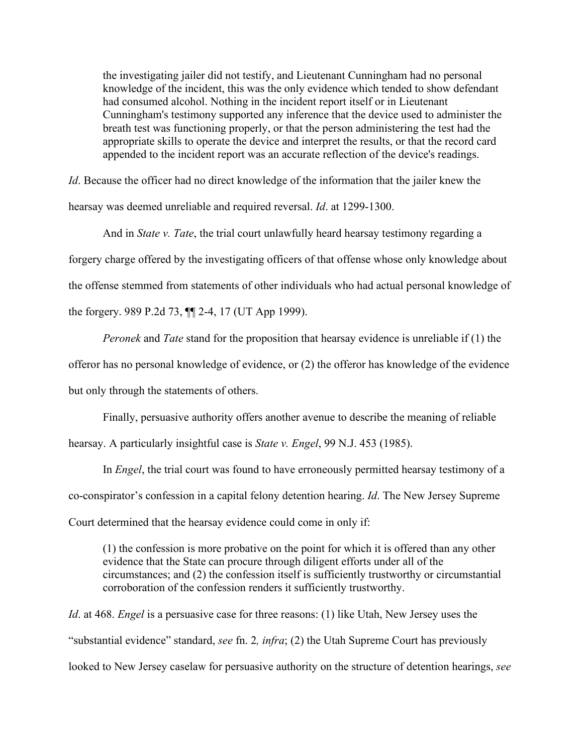> the investigating jailer did not testify, and Lieutenant Cunningham had no personal knowledge of the incident, this was the only evidence which tended to show defendant had consumed alcohol. Nothing in the incident report itself or in Lieutenant Cunningham's testimony supported any inference that the device used to administer the breath test was functioning properly, or that the person administering the test had the appropriate skills to operate the device and interpret the results, or that the record card appended to the incident report was an accurate reflection of the device's readings.

*Id*. Because the officer had no direct knowledge of the information that the jailer knew the hearsay was deemed unreliable and required reversal. *Id*. at 1299-1300.

And in *State v. Tate*, the trial court unlawfully heard hearsay testimony regarding a forgery charge offered by the investigating officers of that offense whose only knowledge about the offense stemmed from statements of other individuals who had actual personal knowledge of the forgery. 989 P.2d 73, ¶¶ 2-4, 17 (UT App 1999).

*Peronek* and *Tate* stand for the proposition that hearsay evidence is unreliable if (1) the offeror has no personal knowledge of evidence, or (2) the offeror has knowledge of the evidence but only through the statements of others.

Finally, persuasive authority offers another avenue to describe the meaning of reliable hearsay. A particularly insightful case is *State v. Engel*, 99 N.J. 453 (1985).

In *Engel*, the trial court was found to have erroneously permitted hearsay testimony of a co-conspirator's confession in a capital felony detention hearing. *Id*. The New Jersey Supreme Court determined that the hearsay evidence could come in only if:

> (1) the confession is more probative on the point for which it is offered than any other evidence that the State can procure through diligent efforts under all of the circumstances; and (2) the confession itself is sufficiently trustworthy or circumstantial corroboration of the confession renders it sufficiently trustworthy.

*Id*. at 468. *Engel* is a persuasive case for three reasons: (1) like Utah, New Jersey uses the "substantial evidence" standard, *see* fn. 2*, infra*; (2) the Utah Supreme Court has previously looked to New Jersey caselaw for persuasive authority on the structure of detention hearings, *see*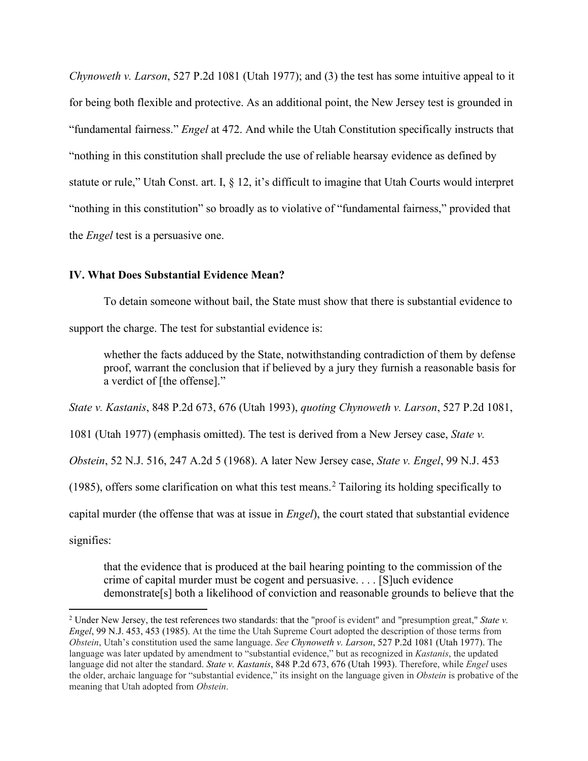*Chynoweth v. Larson*, 527 P.2d 1081 (Utah 1977); and (3) the test has some intuitive appeal to it for being both flexible and protective. As an additional point, the New Jersey test is grounded in "fundamental fairness." *Engel* at 472. And while the Utah Constitution specifically instructs that "nothing in this constitution shall preclude the use of reliable hearsay evidence as defined by statute or rule," Utah Const. art. I, § 12, it's difficult to imagine that Utah Courts would interpret "nothing in this constitution" so broadly as to violative of "fundamental fairness," provided that the *Engel* test is a persuasive one.

### IV. What Does Substantial Evidence Mean?

To detain someone without bail, the State must show that there is substantial evidence to support the charge. The test for substantial evidence is:

> whether the facts adduced by the State, notwithstanding contradiction of them by defense proof, warrant the conclusion that if believed by a jury they furnish a reasonable basis for a verdict of [the offense]."

*State v. Kastanis*, 848 P.2d 673, 676 (Utah 1993), *quoting Chynoweth v. Larson*, 527 P.2d 1081, 1081 (Utah 1977) (emphasis omitted). The test is derived from a New Jersey case, *State v. Obstein*, 52 N.J. 516, 247 A.2d 5 (1968). A later New Jersey case, *State v. Engel*, 99 N.J. 453 (1985), offers some clarification on what this test means.[2] Tailoring its holding specifically to capital murder (the offense that was at issue in *Engel*), the court stated that substantial evidence signifies:

> that the evidence that is produced at the bail hearing pointing to the commission of the crime of capital murder must be cogent and persuasive. . . . [S]uch evidence demonstrate[s] both a likelihood of conviction and reasonable grounds to believe that the

[2] Under New Jersey, the test references two standards: that the "proof is evident" and "presumption great," *State v. Engel*, 99 N.J. 453, 453 (1985). At the time the Utah Supreme Court adopted the description of those terms from *Obstein*, Utah's constitution used the same language. *See Chynoweth v. Larson*, 527 P.2d 1081 (Utah 1977). The language was later updated by amendment to "substantial evidence," but as recognized in *Kastanis*, the updated language did not alter the standard. *State v. Kastanis*, 848 P.2d 673, 676 (Utah 1993). Therefore, while *Engel* uses the older, archaic language for "substantial evidence," its insight on the language given in *Obstein* is probative of the meaning that Utah adopted from *Obstein*.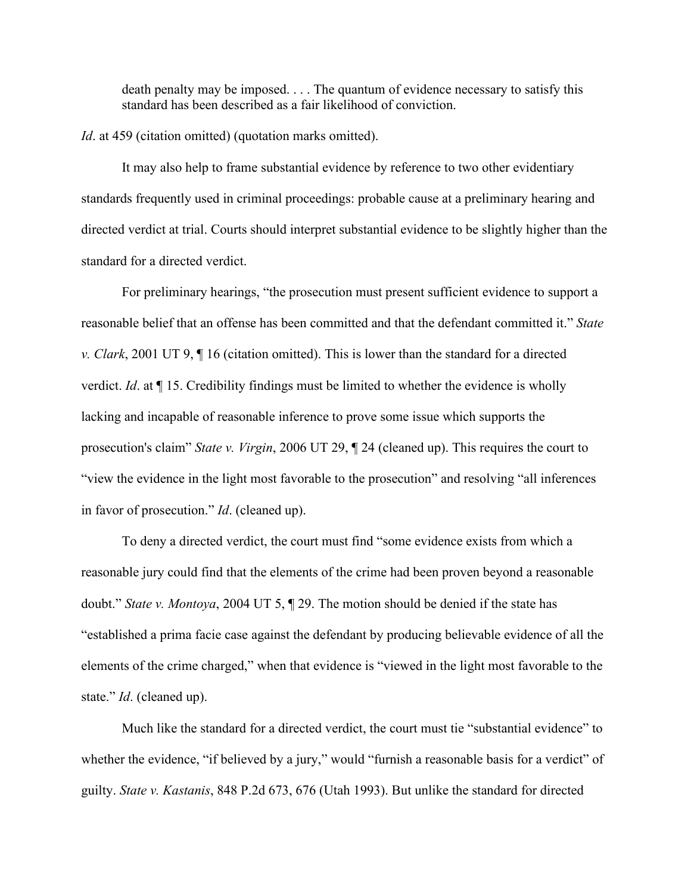> death penalty may be imposed. . . . The quantum of evidence necessary to satisfy this standard has been described as a fair likelihood of conviction.

*Id*. at 459 (citation omitted) (quotation marks omitted).

It may also help to frame substantial evidence by reference to two other evidentiary standards frequently used in criminal proceedings: probable cause at a preliminary hearing and directed verdict at trial. Courts should interpret substantial evidence to be slightly higher than the standard for a directed verdict.

For preliminary hearings, "the prosecution must present sufficient evidence to support a reasonable belief that an offense has been committed and that the defendant committed it." *State v. Clark*, 2001 UT 9, ¶ 16 (citation omitted). This is lower than the standard for a directed verdict. *Id*. at ¶ 15. Credibility findings must be limited to whether the evidence is wholly lacking and incapable of reasonable inference to prove some issue which supports the prosecution's claim" *State v. Virgin*, 2006 UT 29, ¶ 24 (cleaned up). This requires the court to "view the evidence in the light most favorable to the prosecution" and resolving "all inferences in favor of prosecution." *Id*. (cleaned up).

To deny a directed verdict, the court must find "some evidence exists from which a reasonable jury could find that the elements of the crime had been proven beyond a reasonable doubt." *State v. Montoya*, 2004 UT 5, ¶ 29. The motion should be denied if the state has "established a prima facie case against the defendant by producing believable evidence of all the elements of the crime charged," when that evidence is "viewed in the light most favorable to the state." *Id*. (cleaned up).

Much like the standard for a directed verdict, the court must tie "substantial evidence" to whether the evidence, "if believed by a jury," would "furnish a reasonable basis for a verdict" of guilty. *State v. Kastanis*, 848 P.2d 673, 676 (Utah 1993). But unlike the standard for directed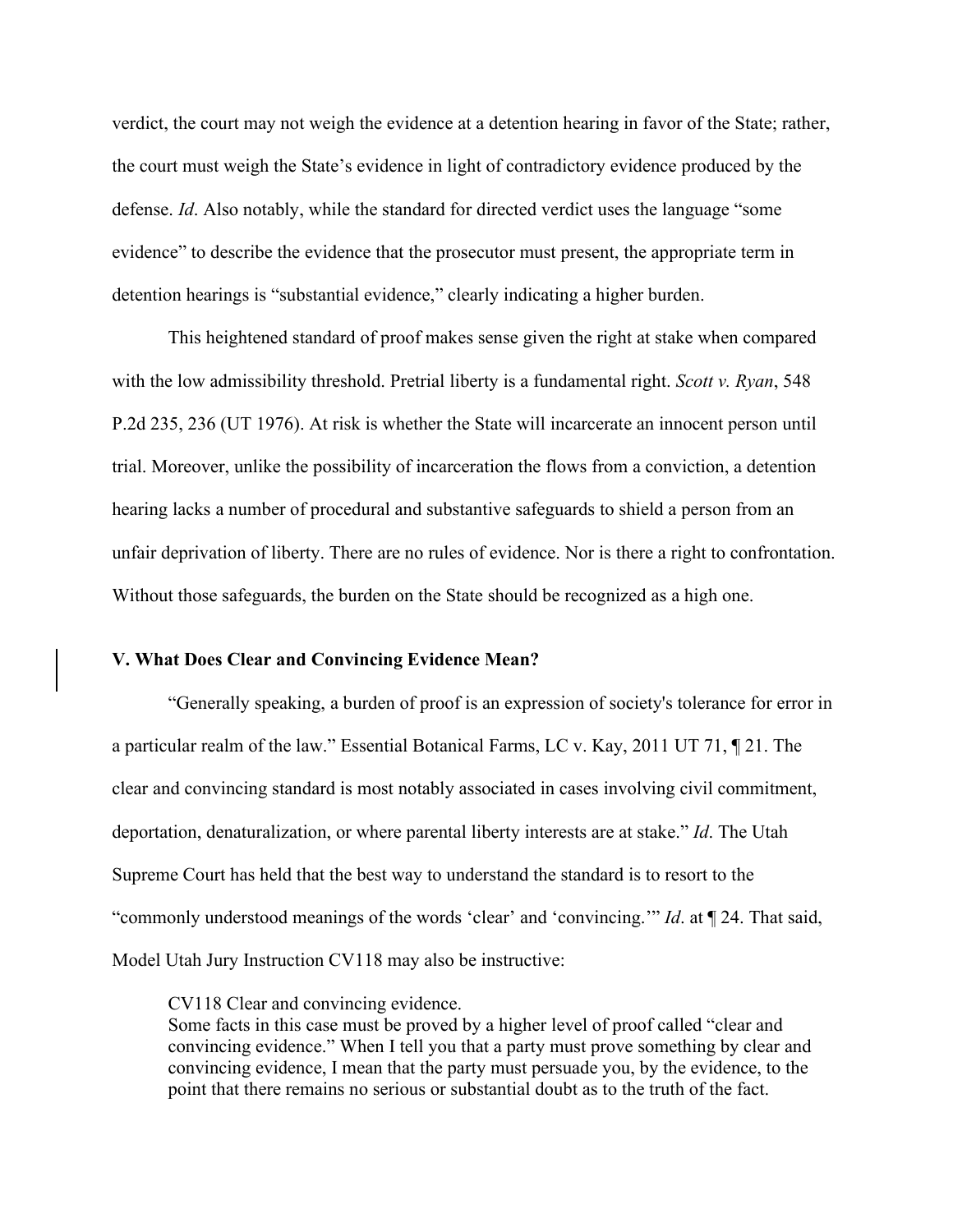verdict, the court may not weigh the evidence at a detention hearing in favor of the State; rather, the court must weigh the State's evidence in light of contradictory evidence produced by the defense. *Id*. Also notably, while the standard for directed verdict uses the language "some evidence" to describe the evidence that the prosecutor must present, the appropriate term in detention hearings is "substantial evidence," clearly indicating a higher burden.

This heightened standard of proof makes sense given the right at stake when compared with the low admissibility threshold. Pretrial liberty is a fundamental right. *Scott v. Ryan*, 548 P.2d 235, 236 (UT 1976). At risk is whether the State will incarcerate an innocent person until trial. Moreover, unlike the possibility of incarceration the flows from a conviction, a detention hearing lacks a number of procedural and substantive safeguards to shield a person from an unfair deprivation of liberty. There are no rules of evidence. Nor is there a right to confrontation. Without those safeguards, the burden on the State should be recognized as a high one.

### V. What Does Clear and Convincing Evidence Mean?

"Generally speaking, a burden of proof is an expression of society's tolerance for error in a particular realm of the law." Essential Botanical Farms, LC v. Kay, 2011 UT 71, ¶ 21. The clear and convincing standard is most notably associated in cases involving civil commitment, deportation, denaturalization, or where parental liberty interests are at stake." *Id*. The Utah Supreme Court has held that the best way to understand the standard is to resort to the "commonly understood meanings of the words 'clear' and 'convincing.'" *Id*. at ¶ 24. That said, Model Utah Jury Instruction CV118 may also be instructive:

> CV118 Clear and convincing evidence.
> Some facts in this case must be proved by a higher level of proof called "clear and convincing evidence." When I tell you that a party must prove something by clear and convincing evidence, I mean that the party must persuade you, by the evidence, to the point that there remains no serious or substantial doubt as to the truth of the fact.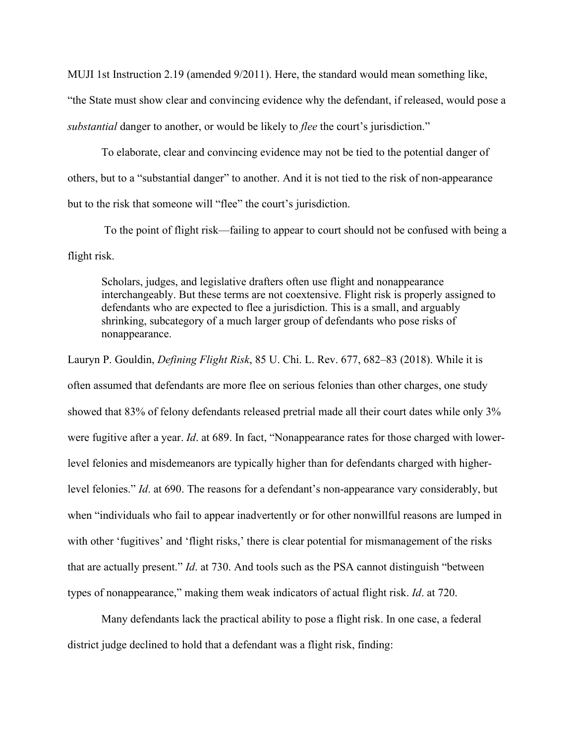MUJI 1st Instruction 2.19 (amended 9/2011). Here, the standard would mean something like, "the State must show clear and convincing evidence why the defendant, if released, would pose a *substantial* danger to another, or would be likely to *flee* the court's jurisdiction."

To elaborate, clear and convincing evidence may not be tied to the potential danger of others, but to a "substantial danger" to another. And it is not tied to the risk of non-appearance but to the risk that someone will "flee" the court's jurisdiction.

To the point of flight risk—failing to appear to court should not be confused with being a flight risk.

> Scholars, judges, and legislative drafters often use flight and nonappearance interchangeably. But these terms are not coextensive. Flight risk is properly assigned to defendants who are expected to flee a jurisdiction. This is a small, and arguably shrinking, subcategory of a much larger group of defendants who pose risks of nonappearance.

Lauryn P. Gouldin, *Defining Flight Risk*, 85 U. Chi. L. Rev. 677, 682–83 (2018). While it is often assumed that defendants are more flee on serious felonies than other charges, one study showed that 83% of felony defendants released pretrial made all their court dates while only 3% were fugitive after a year. *Id*. at 689. In fact, "Nonappearance rates for those charged with lower-level felonies and misdemeanors are typically higher than for defendants charged with higher-level felonies." *Id*. at 690. The reasons for a defendant's non-appearance vary considerably, but when "individuals who fail to appear inadvertently or for other nonwillful reasons are lumped in with other 'fugitives' and 'flight risks,' there is clear potential for mismanagement of the risks that are actually present." *Id*. at 730. And tools such as the PSA cannot distinguish "between types of nonappearance," making them weak indicators of actual flight risk. *Id*. at 720.

Many defendants lack the practical ability to pose a flight risk. In one case, a federal district judge declined to hold that a defendant was a flight risk, finding: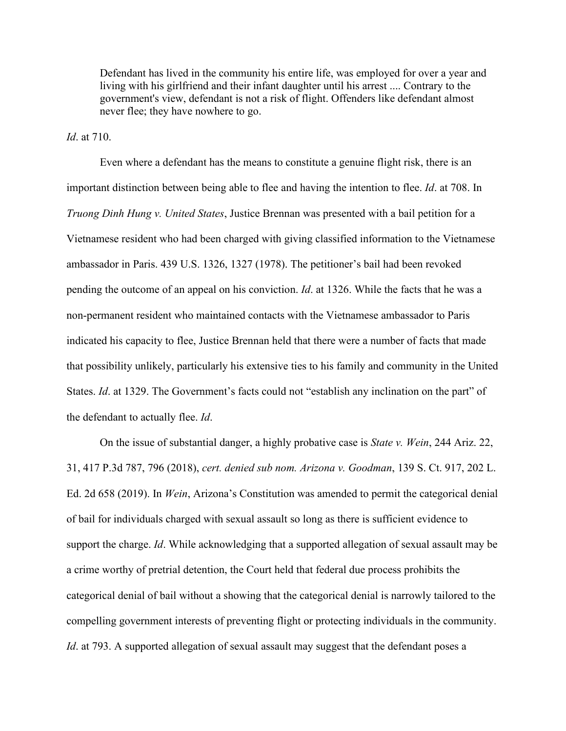> Defendant has lived in the community his entire life, was employed for over a year and living with his girlfriend and their infant daughter until his arrest .... Contrary to the government's view, defendant is not a risk of flight. Offenders like defendant almost never flee; they have nowhere to go.

*Id*. at 710.

Even where a defendant has the means to constitute a genuine flight risk, there is an important distinction between being able to flee and having the intention to flee. *Id*. at 708. In *Truong Dinh Hung v. United States*, Justice Brennan was presented with a bail petition for a Vietnamese resident who had been charged with giving classified information to the Vietnamese ambassador in Paris. 439 U.S. 1326, 1327 (1978). The petitioner's bail had been revoked pending the outcome of an appeal on his conviction. *Id*. at 1326. While the facts that he was a non-permanent resident who maintained contacts with the Vietnamese ambassador to Paris indicated his capacity to flee, Justice Brennan held that there were a number of facts that made that possibility unlikely, particularly his extensive ties to his family and community in the United States. *Id*. at 1329. The Government's facts could not "establish any inclination on the part" of the defendant to actually flee. *Id*.

On the issue of substantial danger, a highly probative case is *State v. Wein*, 244 Ariz. 22, 31, 417 P.3d 787, 796 (2018), *cert. denied sub nom. Arizona v. Goodman*, 139 S. Ct. 917, 202 L. Ed. 2d 658 (2019). In *Wein*, Arizona's Constitution was amended to permit the categorical denial of bail for individuals charged with sexual assault so long as there is sufficient evidence to support the charge. *Id*. While acknowledging that a supported allegation of sexual assault may be a crime worthy of pretrial detention, the Court held that federal due process prohibits the categorical denial of bail without a showing that the categorical denial is narrowly tailored to the compelling government interests of preventing flight or protecting individuals in the community. *Id*. at 793. A supported allegation of sexual assault may suggest that the defendant poses a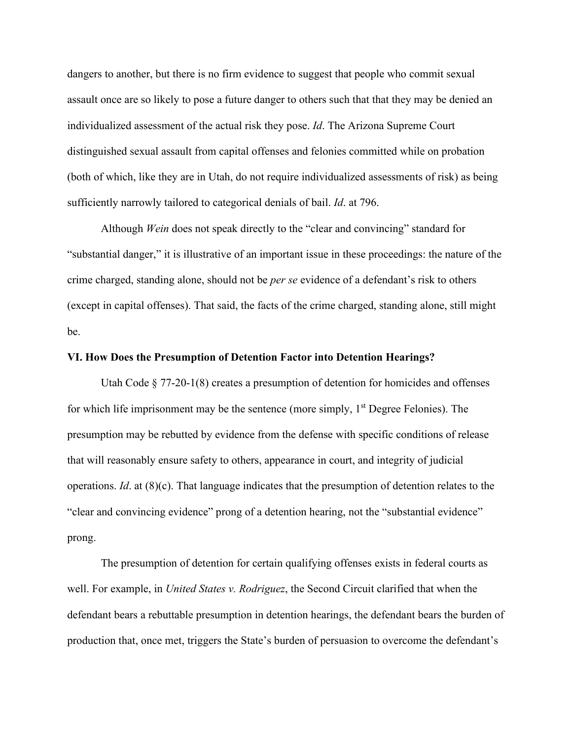dangers to another, but there is no firm evidence to suggest that people who commit sexual assault once are so likely to pose a future danger to others such that that they may be denied an individualized assessment of the actual risk they pose. *Id*. The Arizona Supreme Court distinguished sexual assault from capital offenses and felonies committed while on probation (both of which, like they are in Utah, do not require individualized assessments of risk) as being sufficiently narrowly tailored to categorical denials of bail. *Id*. at 796.

Although *Wein* does not speak directly to the "clear and convincing" standard for "substantial danger," it is illustrative of an important issue in these proceedings: the nature of the crime charged, standing alone, should not be *per se* evidence of a defendant's risk to others (except in capital offenses). That said, the facts of the crime charged, standing alone, still might be.

## VI. How Does the Presumption of Detention Factor into Detention Hearings?

Utah Code § 77-20-1(8) creates a presumption of detention for homicides and offenses for which life imprisonment may be the sentence (more simply, 1st Degree Felonies). The presumption may be rebutted by evidence from the defense with specific conditions of release that will reasonably ensure safety to others, appearance in court, and integrity of judicial operations. *Id*. at (8)(c). That language indicates that the presumption of detention relates to the "clear and convincing evidence" prong of a detention hearing, not the "substantial evidence" prong.

The presumption of detention for certain qualifying offenses exists in federal courts as well. For example, in *United States v. Rodriguez*, the Second Circuit clarified that when the defendant bears a rebuttable presumption in detention hearings, the defendant bears the burden of production that, once met, triggers the State's burden of persuasion to overcome the defendant's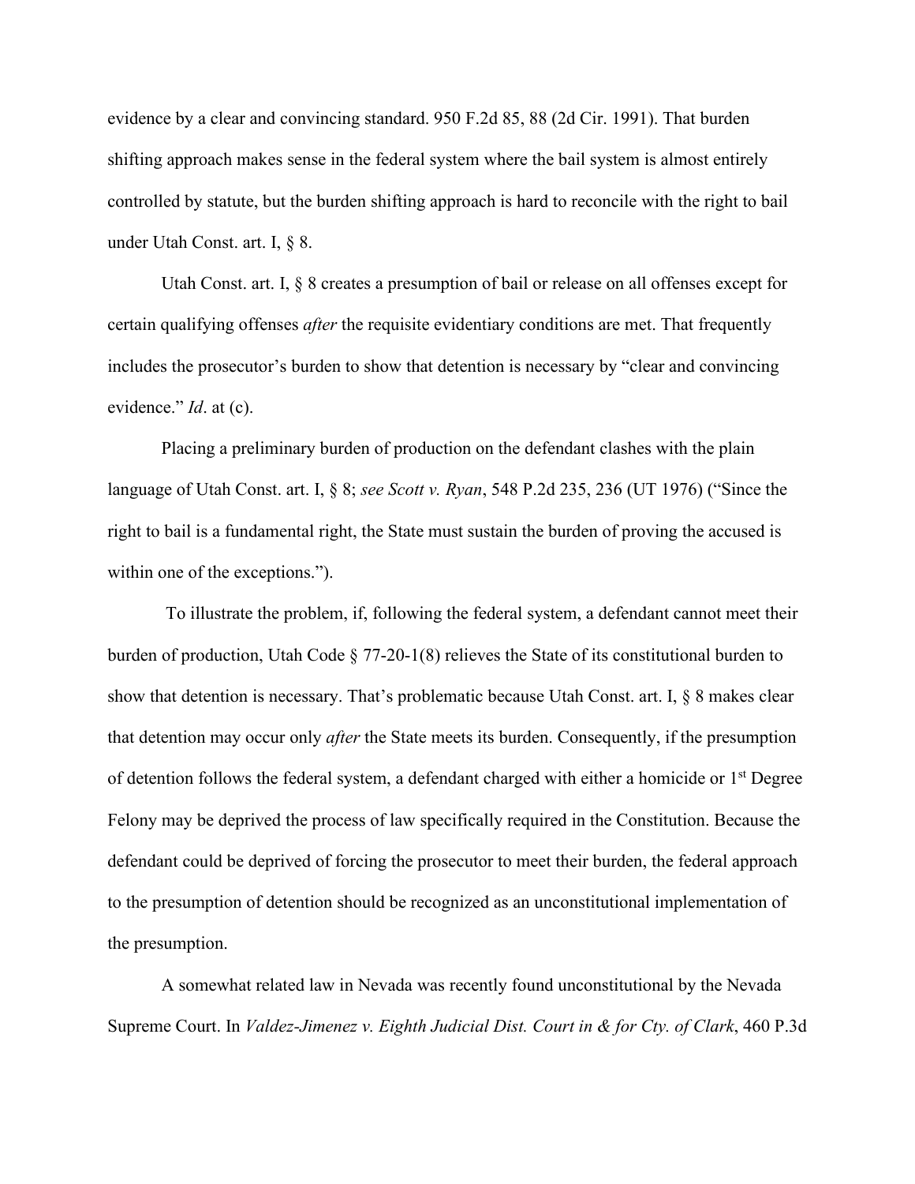evidence by a clear and convincing standard. 950 F.2d 85, 88 (2d Cir. 1991). That burden shifting approach makes sense in the federal system where the bail system is almost entirely controlled by statute, but the burden shifting approach is hard to reconcile with the right to bail under Utah Const. art. I, § 8.

Utah Const. art. I, § 8 creates a presumption of bail or release on all offenses except for certain qualifying offenses *after* the requisite evidentiary conditions are met. That frequently includes the prosecutor's burden to show that detention is necessary by "clear and convincing evidence." *Id*. at (c).

Placing a preliminary burden of production on the defendant clashes with the plain language of Utah Const. art. I, § 8; *see Scott v. Ryan*, 548 P.2d 235, 236 (UT 1976) ("Since the right to bail is a fundamental right, the State must sustain the burden of proving the accused is within one of the exceptions.").

To illustrate the problem, if, following the federal system, a defendant cannot meet their burden of production, Utah Code § 77-20-1(8) relieves the State of its constitutional burden to show that detention is necessary. That's problematic because Utah Const. art. I, § 8 makes clear that detention may occur only *after* the State meets its burden. Consequently, if the presumption of detention follows the federal system, a defendant charged with either a homicide or 1st Degree Felony may be deprived the process of law specifically required in the Constitution. Because the defendant could be deprived of forcing the prosecutor to meet their burden, the federal approach to the presumption of detention should be recognized as an unconstitutional implementation of the presumption.

A somewhat related law in Nevada was recently found unconstitutional by the Nevada Supreme Court. In *Valdez-Jimenez v. Eighth Judicial Dist. Court in & for Cty. of Clark*, 460 P.3d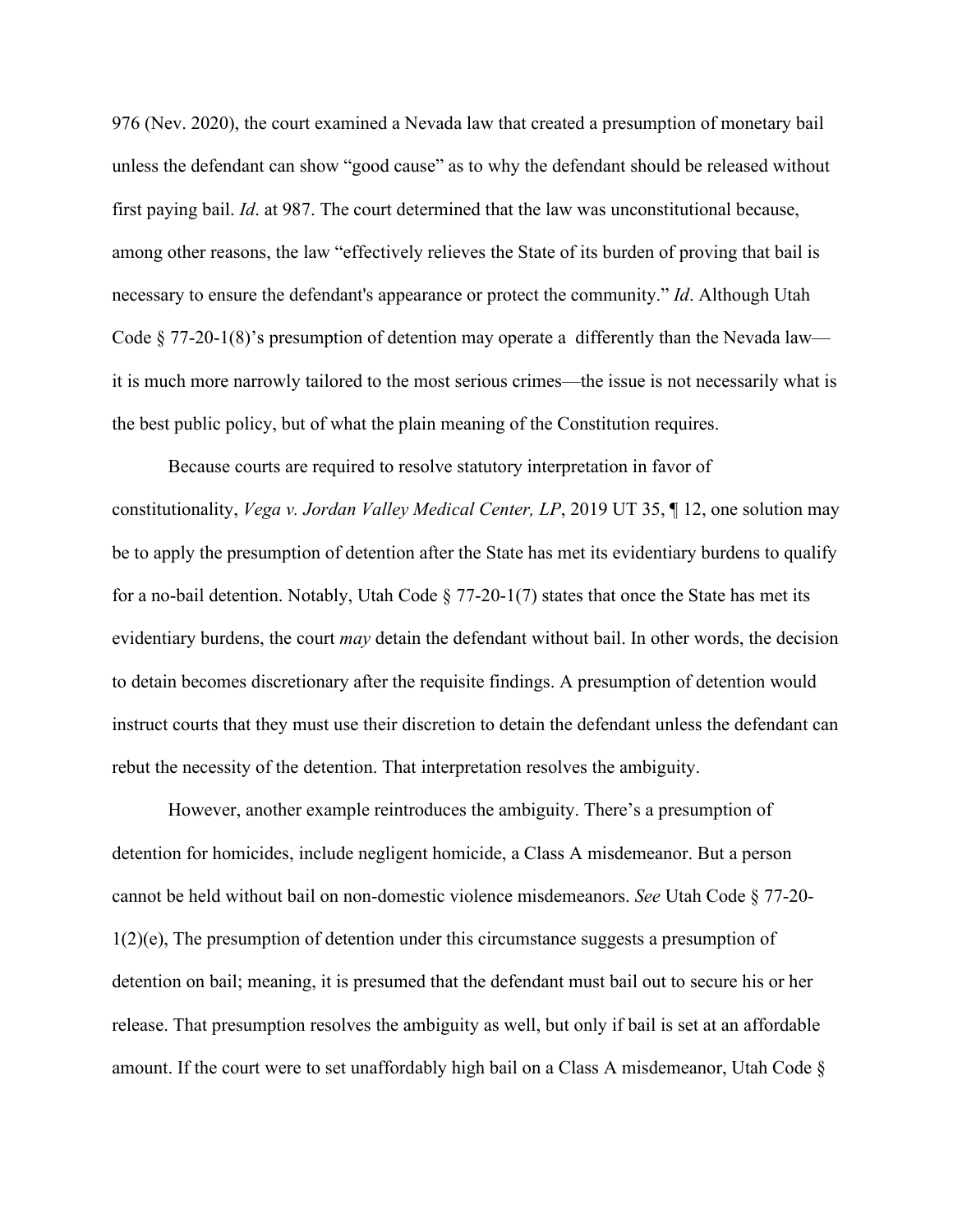976 (Nev. 2020), the court examined a Nevada law that created a presumption of monetary bail unless the defendant can show "good cause" as to why the defendant should be released without first paying bail. *Id*. at 987. The court determined that the law was unconstitutional because, among other reasons, the law "effectively relieves the State of its burden of proving that bail is necessary to ensure the defendant's appearance or protect the community." *Id*. Although Utah Code § 77-20-1(8)'s presumption of detention may operate a differently than the Nevada law—it is much more narrowly tailored to the most serious crimes—the issue is not necessarily what is the best public policy, but of what the plain meaning of the Constitution requires.

Because courts are required to resolve statutory interpretation in favor of constitutionality, *Vega v. Jordan Valley Medical Center, LP*, 2019 UT 35, ¶ 12, one solution may be to apply the presumption of detention after the State has met its evidentiary burdens to qualify for a no-bail detention. Notably, Utah Code § 77-20-1(7) states that once the State has met its evidentiary burdens, the court *may* detain the defendant without bail. In other words, the decision to detain becomes discretionary after the requisite findings. A presumption of detention would instruct courts that they must use their discretion to detain the defendant unless the defendant can rebut the necessity of the detention. That interpretation resolves the ambiguity.

However, another example reintroduces the ambiguity. There's a presumption of detention for homicides, include negligent homicide, a Class A misdemeanor. But a person cannot be held without bail on non-domestic violence misdemeanors. *See* Utah Code § 77-20-1(2)(e), The presumption of detention under this circumstance suggests a presumption of detention on bail; meaning, it is presumed that the defendant must bail out to secure his or her release. That presumption resolves the ambiguity as well, but only if bail is set at an affordable amount. If the court were to set unaffordably high bail on a Class A misdemeanor, Utah Code §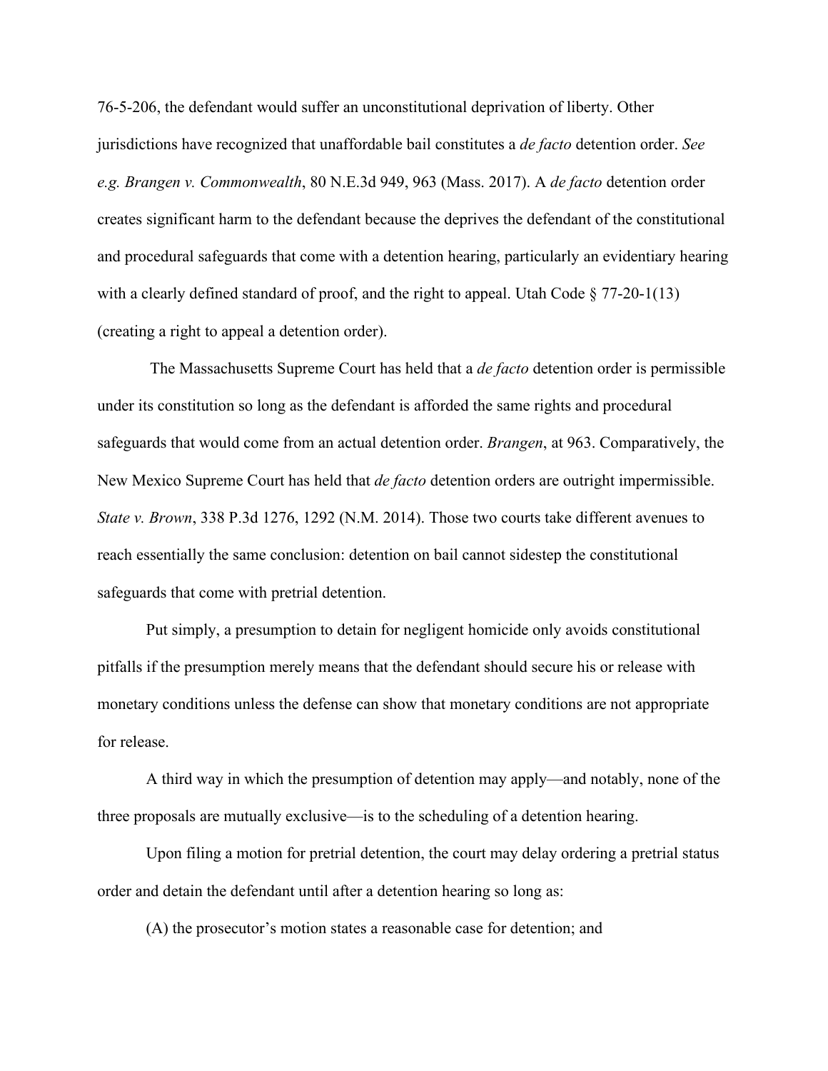76-5-206, the defendant would suffer an unconstitutional deprivation of liberty. Other jurisdictions have recognized that unaffordable bail constitutes a *de facto* detention order. *See e.g. Brangen v. Commonwealth*, 80 N.E.3d 949, 963 (Mass. 2017). A *de facto* detention order creates significant harm to the defendant because the deprives the defendant of the constitutional and procedural safeguards that come with a detention hearing, particularly an evidentiary hearing with a clearly defined standard of proof, and the right to appeal. Utah Code § 77-20-1(13) (creating a right to appeal a detention order).

The Massachusetts Supreme Court has held that a *de facto* detention order is permissible under its constitution so long as the defendant is afforded the same rights and procedural safeguards that would come from an actual detention order. *Brangen*, at 963. Comparatively, the New Mexico Supreme Court has held that *de facto* detention orders are outright impermissible. *State v. Brown*, 338 P.3d 1276, 1292 (N.M. 2014). Those two courts take different avenues to reach essentially the same conclusion: detention on bail cannot sidestep the constitutional safeguards that come with pretrial detention.

Put simply, a presumption to detain for negligent homicide only avoids constitutional pitfalls if the presumption merely means that the defendant should secure his or release with monetary conditions unless the defense can show that monetary conditions are not appropriate for release.

A third way in which the presumption of detention may apply—and notably, none of the three proposals are mutually exclusive—is to the scheduling of a detention hearing.

Upon filing a motion for pretrial detention, the court may delay ordering a pretrial status order and detain the defendant until after a detention hearing so long as:

(A) the prosecutor's motion states a reasonable case for detention; and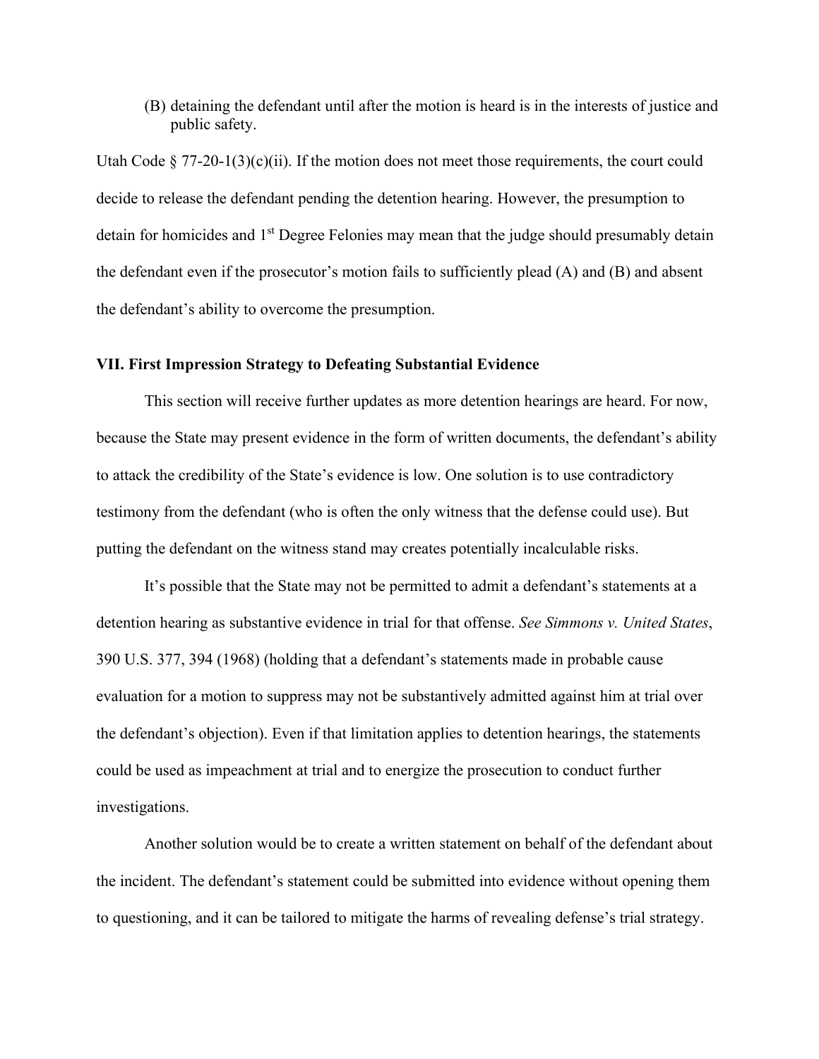(B) detaining the defendant until after the motion is heard is in the interests of justice and public safety.

Utah Code § 77-20-1(3)(c)(ii). If the motion does not meet those requirements, the court could decide to release the defendant pending the detention hearing. However, the presumption to detain for homicides and 1st Degree Felonies may mean that the judge should presumably detain the defendant even if the prosecutor's motion fails to sufficiently plead (A) and (B) and absent the defendant's ability to overcome the presumption.

### VII. First Impression Strategy to Defeating Substantial Evidence

This section will receive further updates as more detention hearings are heard. For now, because the State may present evidence in the form of written documents, the defendant's ability to attack the credibility of the State's evidence is low. One solution is to use contradictory testimony from the defendant (who is often the only witness that the defense could use). But putting the defendant on the witness stand may creates potentially incalculable risks.

It's possible that the State may not be permitted to admit a defendant's statements at a detention hearing as substantive evidence in trial for that offense. *See Simmons v. United States*, 390 U.S. 377, 394 (1968) (holding that a defendant's statements made in probable cause evaluation for a motion to suppress may not be substantively admitted against him at trial over the defendant's objection). Even if that limitation applies to detention hearings, the statements could be used as impeachment at trial and to energize the prosecution to conduct further investigations.

Another solution would be to create a written statement on behalf of the defendant about the incident. The defendant's statement could be submitted into evidence without opening them to questioning, and it can be tailored to mitigate the harms of revealing defense's trial strategy.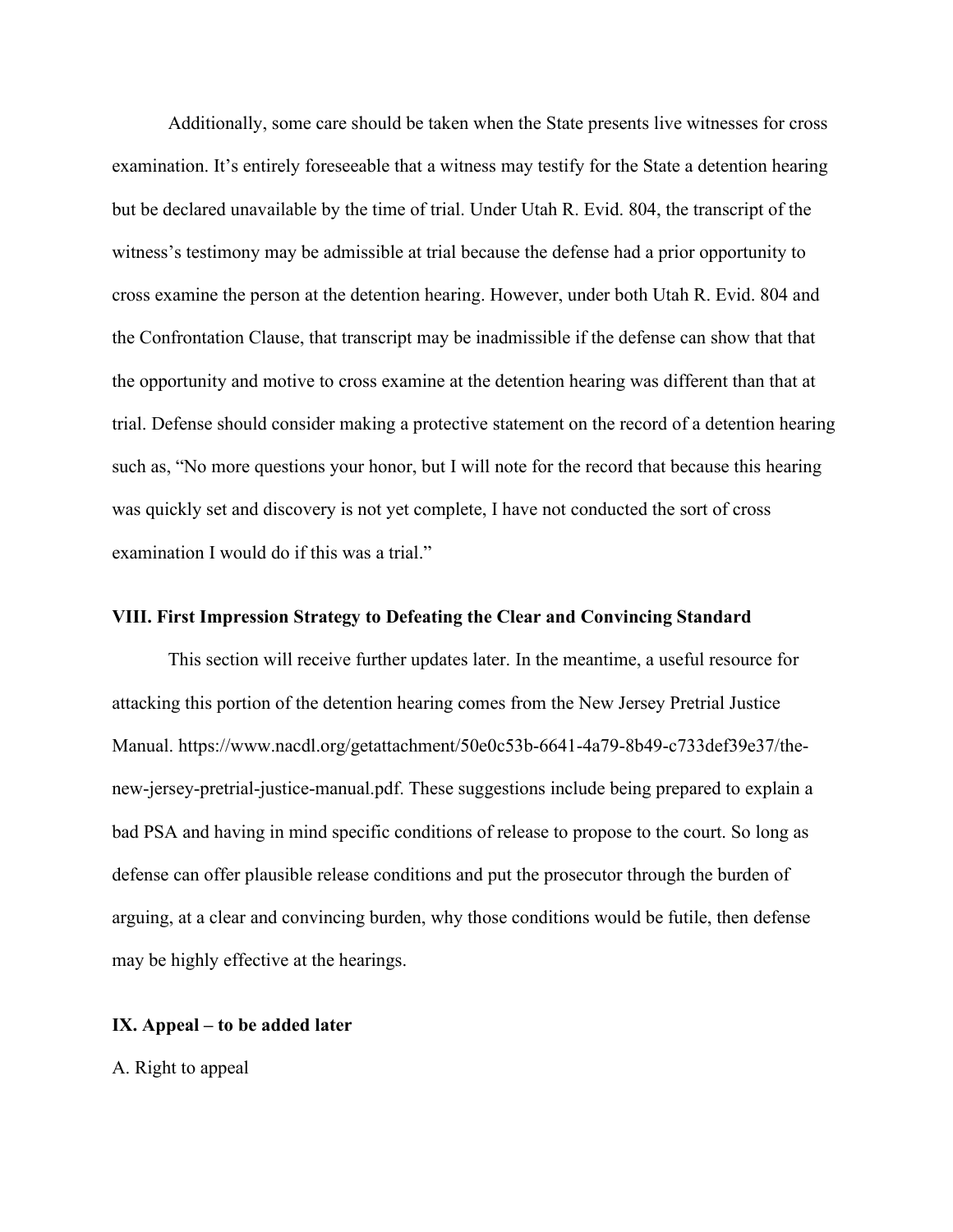Additionally, some care should be taken when the State presents live witnesses for cross examination. It's entirely foreseeable that a witness may testify for the State a detention hearing but be declared unavailable by the time of trial. Under Utah R. Evid. 804, the transcript of the witness's testimony may be admissible at trial because the defense had a prior opportunity to cross examine the person at the detention hearing. However, under both Utah R. Evid. 804 and the Confrontation Clause, that transcript may be inadmissible if the defense can show that that the opportunity and motive to cross examine at the detention hearing was different than that at trial. Defense should consider making a protective statement on the record of a detention hearing such as, "No more questions your honor, but I will note for the record that because this hearing was quickly set and discovery is not yet complete, I have not conducted the sort of cross examination I would do if this was a trial."

## VIII. First Impression Strategy to Defeating the Clear and Convincing Standard

This section will receive further updates later. In the meantime, a useful resource for attacking this portion of the detention hearing comes from the New Jersey Pretrial Justice Manual. https://www.nacdl.org/getattachment/50e0c53b-6641-4a79-8b49-c733def39e37/the-new-jersey-pretrial-justice-manual.pdf. These suggestions include being prepared to explain a bad PSA and having in mind specific conditions of release to propose to the court. So long as defense can offer plausible release conditions and put the prosecutor through the burden of arguing, at a clear and convincing burden, why those conditions would be futile, then defense may be highly effective at the hearings.

## IX. Appeal – to be added later

A. Right to appeal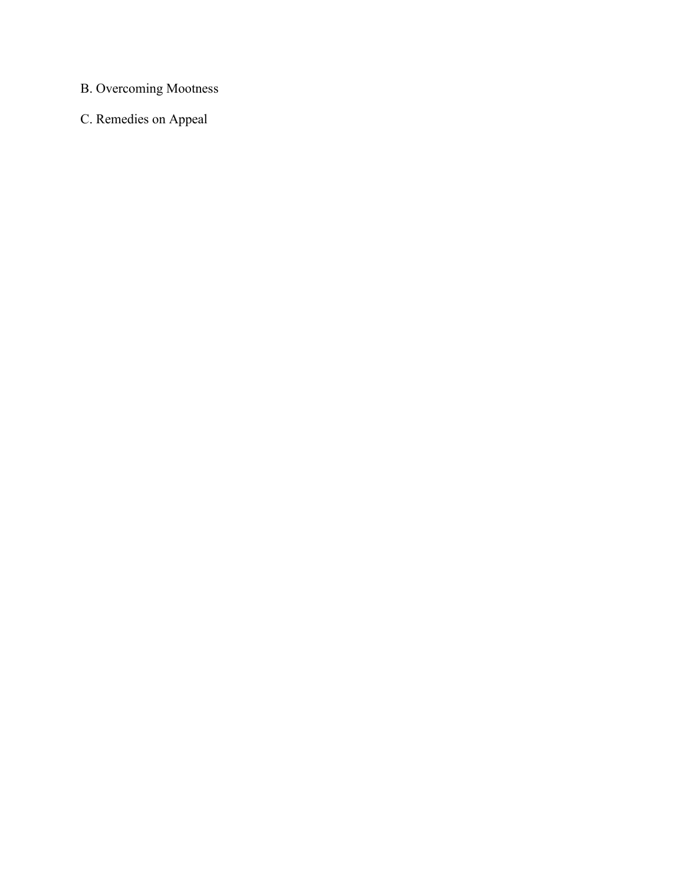B. Overcoming Mootness

C. Remedies on Appeal